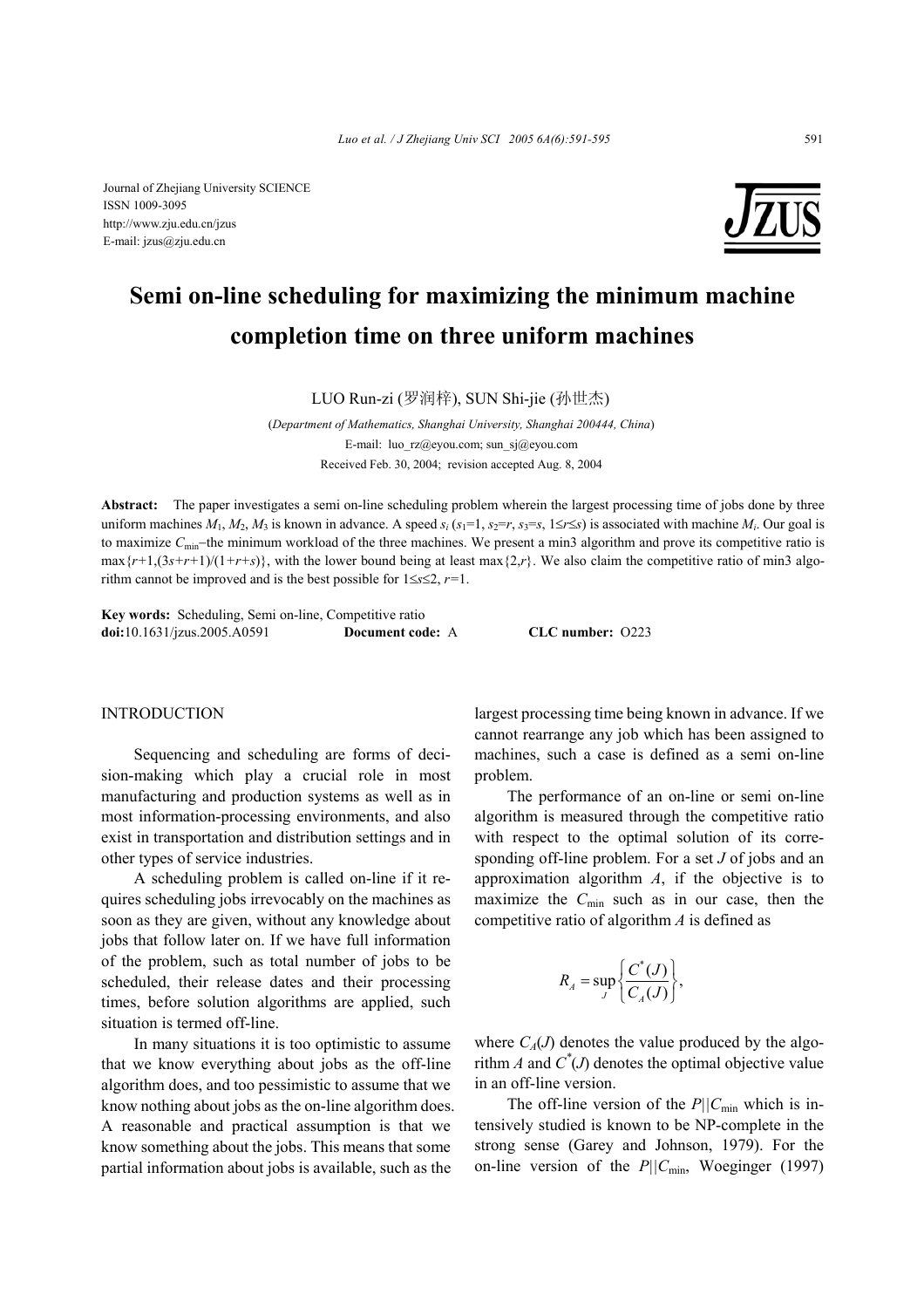Journal of Zhejiang University SCIENCE
ISSN 1009-3095
http://www.zju.edu.cn/jzus
E-mail: jzus@zju.edu.cn

# Semi on-line scheduling for maximizing the minimum machine completion time on three uniform machines

LUO Run-zi (罗润梓), SUN Shi-jie (孙世杰)

(*Department of Mathematics, Shanghai University, Shanghai 200444, China*)

E-mail: luo_rz@eyou.com; sun_sj@eyou.com

Received Feb. 30, 2004; revision accepted Aug. 8, 2004

**Abstract:** The paper investigates a semi on-line scheduling problem wherein the largest processing time of jobs done by three uniform machines $M_1$, $M_2$, $M_3$ is known in advance. A speed $s_i$ ($s_1$=1, $s_2$=$r$, $s_3$=$s$, $1 \le r \le s$) is associated with machine $M_i$. Our goal is to maximize $C_{\min}$–the minimum workload of the three machines. We present a min3 algorithm and prove its competitive ratio is $\max\{r+1,(3s+r+1)/(1+r+s)\}$, with the lower bound being at least $\max\{2,r\}$. We also claim the competitive ratio of min3 algorithm cannot be improved and is the best possible for $1 \le s \le 2$, $r=1$.

**Key words:** Scheduling, Semi on-line, Competitive ratio

**doi:**10.1631/jzus.2005.A0591 **Document code:** A **CLC number:** O223

## INTRODUCTION

Sequencing and scheduling are forms of decision-making which play a crucial role in most manufacturing and production systems as well as in most information-processing environments, and also exist in transportation and distribution settings and in other types of service industries.

A scheduling problem is called on-line if it requires scheduling jobs irrevocably on the machines as soon as they are given, without any knowledge about jobs that follow later on. If we have full information of the problem, such as total number of jobs to be scheduled, their release dates and their processing times, before solution algorithms are applied, such situation is termed off-line.

In many situations it is too optimistic to assume that we know everything about jobs as the off-line algorithm does, and too pessimistic to assume that we know nothing about jobs as the on-line algorithm does. A reasonable and practical assumption is that we know something about the jobs. This means that some partial information about jobs is available, such as the largest processing time being known in advance. If we cannot rearrange any job which has been assigned to machines, such a case is defined as a semi on-line problem.

The performance of an on-line or semi on-line algorithm is measured through the competitive ratio with respect to the optimal solution of its corresponding off-line problem. For a set $J$ of jobs and an approximation algorithm $A$, if the objective is to maximize the $C_{\min}$ such as in our case, then the competitive ratio of algorithm $A$ is defined as

$$R_A = \sup_J \left\{ \frac{C^*(J)}{C_A(J)} \right\},$$

where $C_A(J)$ denotes the value produced by the algorithm $A$ and $C^*(J)$ denotes the optimal objective value in an off-line version.

The off-line version of the $P||C_{\min}$ which is intensively studied is known to be NP-complete in the strong sense (Garey and Johnson, 1979). For the on-line version of the $P||C_{\min}$, Woeginger (1997)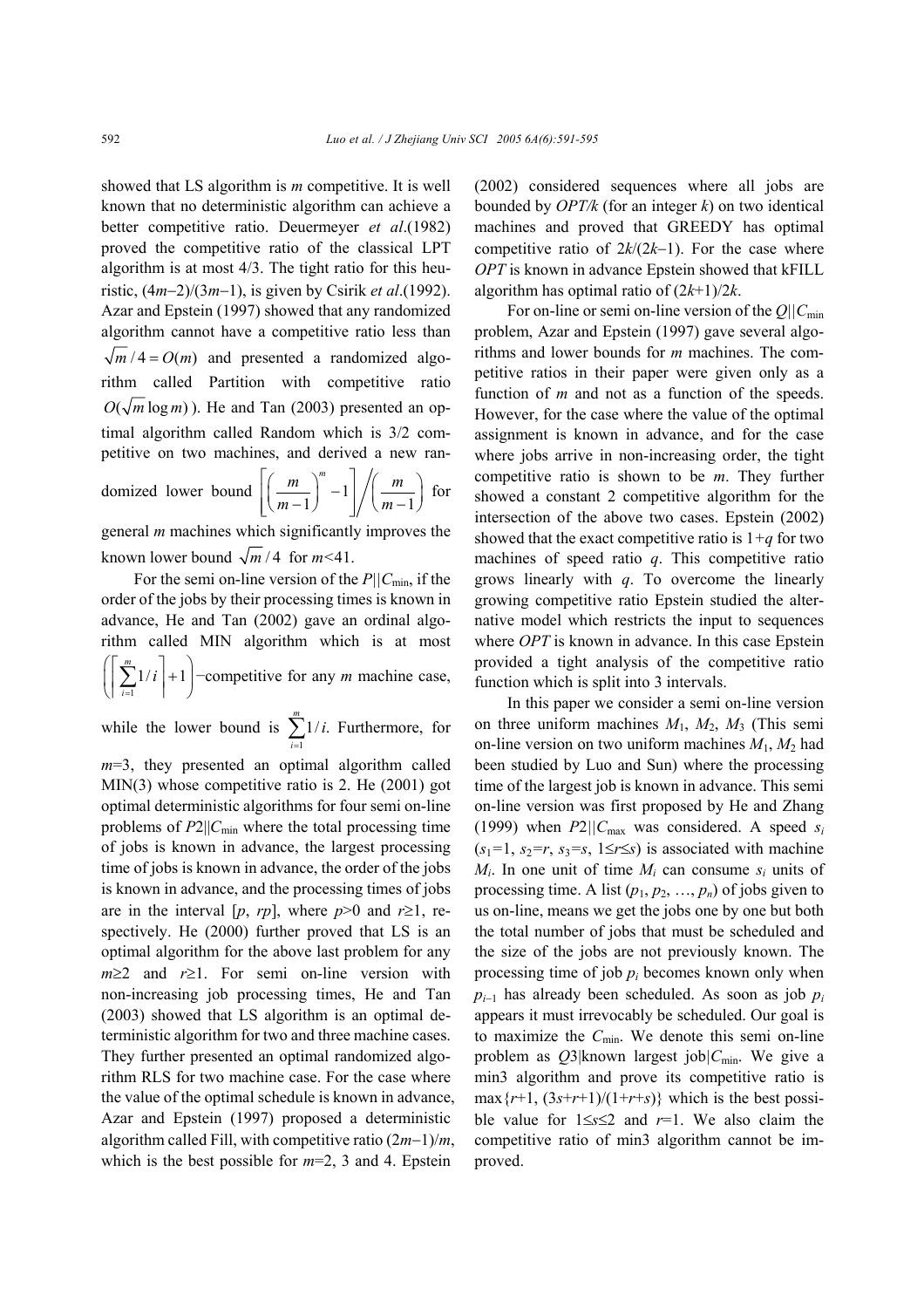showed that LS algorithm is $m$ competitive. It is well known that no deterministic algorithm can achieve a better competitive ratio. Deuermeyer *et al*.(1982) proved the competitive ratio of the classical LPT algorithm is at most 4/3. The tight ratio for this heuristic, $(4m-2)/(3m-1)$, is given by Csirik *et al*.(1992). Azar and Epstein (1997) showed that any randomized algorithm cannot have a competitive ratio less than $\sqrt{m}/4=O(m)$ and presented a randomized algorithm called Partition with competitive ratio $O(\sqrt{m}\log m)$). He and Tan (2003) presented an optimal algorithm called Random which is 3/2 competitive on two machines, and derived a new randomized lower bound $\left[\left(\frac{m}{m-1}\right)^m-1\right]\bigg/\left(\frac{m}{m-1}\right)$ for general $m$ machines which significantly improves the known lower bound $\sqrt{m}/4$ for $m<41$.

For the semi on-line version of the $P||C_{\min}$, if the order of the jobs by their processing times is known in advance, He and Tan (2002) gave an ordinal algorithm called MIN algorithm which is at most $\left(\left\lceil\sum_{i=1}^{m}1/i\right\rceil+1\right)$−competitive for any $m$ machine case, while the lower bound is $\sum_{i=1}^{m}1/i$. Furthermore, for $m=3$, they presented an optimal algorithm called MIN(3) whose competitive ratio is 2. He (2001) got optimal deterministic algorithms for four semi on-line problems of $P2||C_{\min}$ where the total processing time of jobs is known in advance, the largest processing time of jobs is known in advance, the order of the jobs is known in advance, and the processing times of jobs are in the interval $[p, rp]$, where $p>0$ and $r\geq 1$, respectively. He (2000) further proved that LS is an optimal algorithm for the above last problem for any $m\geq 2$ and $r\geq 1$. For semi on-line version with non-increasing job processing times, He and Tan (2003) showed that LS algorithm is an optimal deterministic algorithm for two and three machine cases. They further presented an optimal randomized algorithm RLS for two machine case. For the case where the value of the optimal schedule is known in advance, Azar and Epstein (1997) proposed a deterministic algorithm called Fill, with competitive ratio $(2m-1)/m$, which is the best possible for $m=2$, 3 and 4. Epstein (2002) considered sequences where all jobs are bounded by $OPT/k$ (for an integer $k$) on two identical machines and proved that GREEDY has optimal competitive ratio of $2k/(2k-1)$. For the case where $OPT$ is known in advance Epstein showed that kFILL algorithm has optimal ratio of $(2k+1)/2k$.

For on-line or semi on-line version of the $Q||C_{\min}$ problem, Azar and Epstein (1997) gave several algorithms and lower bounds for $m$ machines. The competitive ratios in their paper were given only as a function of $m$ and not as a function of the speeds. However, for the case where the value of the optimal assignment is known in advance, and for the case where jobs arrive in non-increasing order, the tight competitive ratio is shown to be $m$. They further showed a constant 2 competitive algorithm for the intersection of the above two cases. Epstein (2002) showed that the exact competitive ratio is $1+q$ for two machines of speed ratio $q$. This competitive ratio grows linearly with $q$. To overcome the linearly growing competitive ratio Epstein studied the alternative model which restricts the input to sequences where $OPT$ is known in advance. In this case Epstein provided a tight analysis of the competitive ratio function which is split into 3 intervals.

In this paper we consider a semi on-line version on three uniform machines $M_1$, $M_2$, $M_3$ (This semi on-line version on two uniform machines $M_1$, $M_2$ had been studied by Luo and Sun) where the processing time of the largest job is known in advance. This semi on-line version was first proposed by He and Zhang (1999) when $P2||C_{\max}$ was considered. A speed $s_i$ ($s_1=1$, $s_2=r$, $s_3=s$, $1\leq r\leq s$) is associated with machine $M_i$. In one unit of time $M_i$ can consume $s_i$ units of processing time. A list $(p_1, p_2, \ldots, p_n)$ of jobs given to us on-line, means we get the jobs one by one but both the total number of jobs that must be scheduled and the size of the jobs are not previously known. The processing time of job $p_i$ becomes known only when $p_{i-1}$ has already been scheduled. As soon as job $p_i$ appears it must irrevocably be scheduled. Our goal is to maximize the $C_{\min}$. We denote this semi on-line problem as $Q3$|known largest job|$C_{\min}$. We give a min3 algorithm and prove its competitive ratio is $\max\{r+1, (3s+r+1)/(1+r+s)\}$ which is the best possible value for $1\leq s\leq 2$ and $r=1$. We also claim the competitive ratio of min3 algorithm cannot be improved.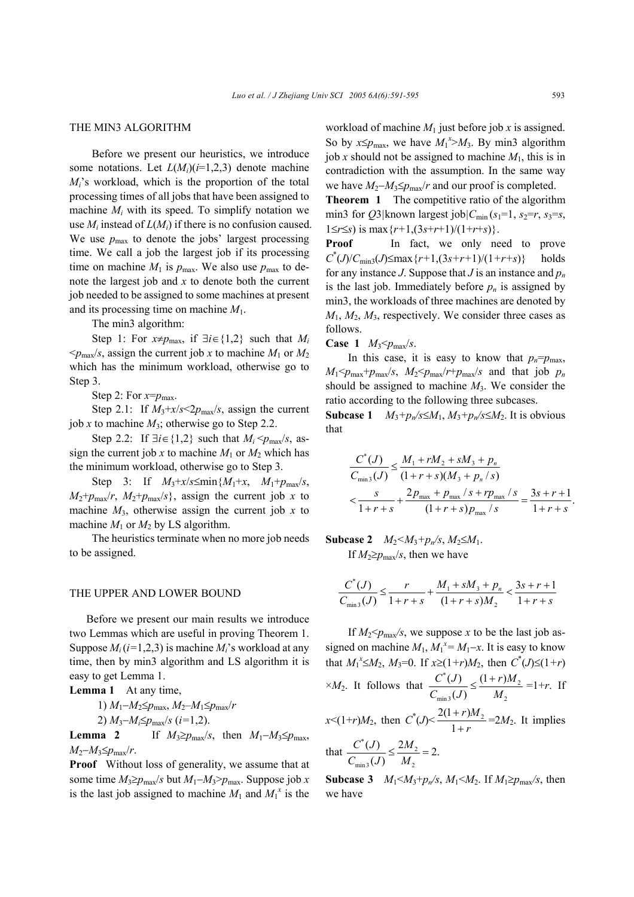## THE MIN3 ALGORITHM

Before we present our heuristics, we introduce some notations. Let $L(M_i)(i=1,2,3)$ denote machine $M_i$'s workload, which is the proportion of the total processing times of all jobs that have been assigned to machine $M_i$ with its speed. To simplify notation we use $M_i$ instead of $L(M_i)$ if there is no confusion caused. We use $p_{\max}$ to denote the jobs' largest processing time. We call a job the largest job if its processing time on machine $M_1$ is $p_{\max}$. We also use $p_{\max}$ to denote the largest job and $x$ to denote both the current job needed to be assigned to some machines at present and its processing time on machine $M_1$.

The min3 algorithm:

Step 1: For $x \neq p_{\max}$, if $\exists i \in \{1,2\}$ such that $M_i < p_{\max}/s$, assign the current job $x$ to machine $M_1$ or $M_2$ which has the minimum workload, otherwise go to Step 3.

Step 2: For $x=p_{\max}$.

Step 2.1: If $M_3+x/s<2p_{\max}/s$, assign the current job $x$ to machine $M_3$; otherwise go to Step 2.2.

Step 2.2: If $\exists i \in \{1,2\}$ such that $M_i < p_{\max}/s$, assign the current job $x$ to machine $M_1$ or $M_2$ which has the minimum workload, otherwise go to Step 3.

Step 3: If $M_3+x/s \leq \min\{M_1+x,\ M_1+p_{\max}/s,\ M_2+p_{\max}/r,\ M_2+p_{\max}/s\}$, assign the current job $x$ to machine $M_3$, otherwise assign the current job $x$ to machine $M_1$ or $M_2$ by LS algorithm.

The heuristics terminate when no more job needs to be assigned.

## THE UPPER AND LOWER BOUND

Before we present our main results we introduce two Lemmas which are useful in proving Theorem 1. Suppose $M_i\,(i=1,2,3)$ is machine $M_i$'s workload at any time, then by min3 algorithm and LS algorithm it is easy to get Lemma 1.

**Lemma 1** At any time,

1) $M_1-M_2 \leq p_{\max}$, $M_2-M_1 \leq p_{\max}/r$

2) $M_3-M_i \leq p_{\max}/s$ $(i=1,2)$.

**Lemma 2** If $M_3 \geq p_{\max}/s$, then $M_1-M_3 \leq p_{\max}$, $M_2-M_3 \leq p_{\max}/r$.

**Proof** Without loss of generality, we assume that at some time $M_3 \geq p_{\max}/s$ but $M_1-M_3>p_{\max}$. Suppose job $x$ is the last job assigned to machine $M_1$ and $M_1^x$ is the workload of machine $M_1$ just before job $x$ is assigned. So by $x \leq p_{\max}$, we have $M_1^x > M_3$. By min3 algorithm job $x$ should not be assigned to machine $M_1$, this is in contradiction with the assumption. In the same way we have $M_2-M_3 \leq p_{\max}/r$ and our proof is completed.

**Theorem 1** The competitive ratio of the algorithm min3 for $Q3|\text{known largest job}|C_{\min}$ $(s_1=1,\ s_2=r,\ s_3=s,\ 1 \leq r \leq s)$ is $\max\{r+1,(3s+r+1)/(1+r+s)\}$.

**Proof** In fact, we only need to prove $C^*(J)/C_{\min3}(J) \leq \max\{r+1,(3s+r+1)/(1+r+s)\}$ holds for any instance $J$. Suppose that $J$ is an instance and $p_n$ is the last job. Immediately before $p_n$ is assigned by min3, the workloads of three machines are denoted by $M_1$, $M_2$, $M_3$, respectively. We consider three cases as follows.

**Case 1** $M_3<p_{\max}/s$.

In this case, it is easy to know that $p_n=p_{\max}$, $M_1<p_{\max}+p_{\max}/s$, $M_2<p_{\max}/r+p_{\max}/s$ and that job $p_n$ should be assigned to machine $M_3$. We consider the ratio according to the following three subcases.

**Subcase 1** $M_3+p_n/s \leq M_1$, $M_3+p_n/s \leq M_2$. It is obvious that

$$\frac{C^*(J)}{C_{\min3}(J)} \leq \frac{M_1+rM_2+sM_3+p_n}{(1+r+s)(M_3+p_n/s)} < \frac{s}{1+r+s}+\frac{2p_{\max}+p_{\max}/s+rp_{\max}/s}{(1+r+s)p_{\max}/s}=\frac{3s+r+1}{1+r+s}.$$

**Subcase 2** $M_2<M_3+p_n/s$, $M_2 \leq M_1$.

If $M_2 \geq p_{\max}/s$, then we have

$$\frac{C^*(J)}{C_{\min3}(J)} \leq \frac{r}{1+r+s}+\frac{M_1+sM_3+p_n}{(1+r+s)M_2} < \frac{3s+r+1}{1+r+s}$$

If $M_2<p_{\max}/s$, we suppose $x$ to be the last job assigned on machine $M_1$, $M_1^x=M_1-x$. It is easy to know that $M_1^x \leq M_2$, $M_3=0$. If $x \geq (1+r)M_2$, then $C^*(J) \leq (1+r) \times M_2$. It follows that $\frac{C^*(J)}{C_{\min3}(J)} \leq \frac{(1+r)M_2}{M_2}=1+r$. If $x<(1+r)M_2$, then $C^*(J)<\frac{2(1+r)M_2}{1+r}=2M_2$. It implies that $\frac{C^*(J)}{C_{\min3}(J)} \leq \frac{2M_2}{M_2}=2.$

**Subcase 3** $M_1<M_3+p_n/s$, $M_1<M_2$. If $M_1 \geq p_{\max}/s$, then we have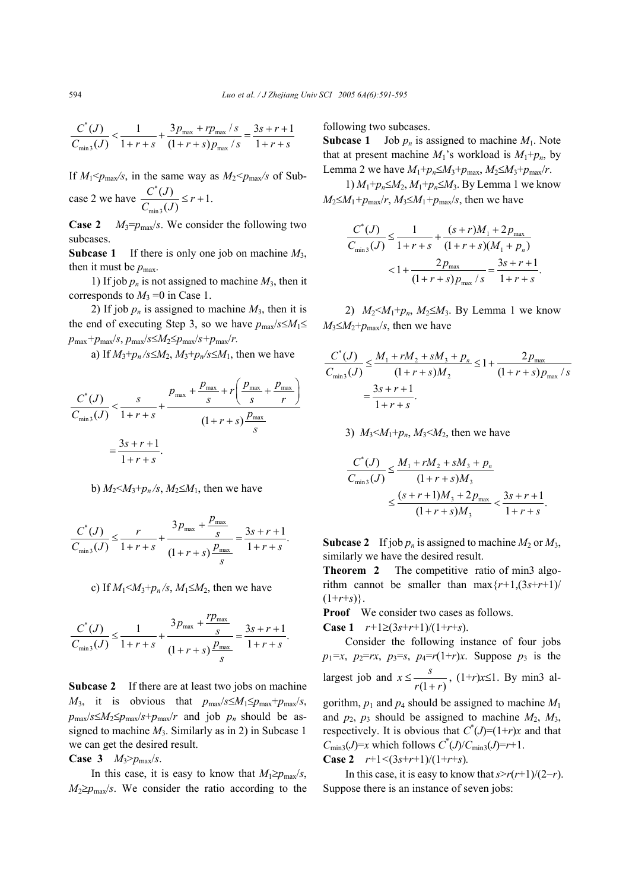$$\frac{C^*(J)}{C_{\min 3}(J)} < \frac{1}{1+r+s} + \frac{3p_{\max} + rp_{\max}/s}{(1+r+s)p_{\max}/s} = \frac{3s+r+1}{1+r+s}$$

If $M_1 < p_{\max}/s$, in the same way as $M_2 < p_{\max}/s$ of Subcase 2 we have $\dfrac{C^*(J)}{C_{\min 3}(J)} \le r+1.$

**Case 2** $M_3 = p_{\max}/s$. We consider the following two subcases.

**Subcase 1** If there is only one job on machine $M_3$, then it must be $p_{\max}$.

1) If job $p_n$ is not assigned to machine $M_3$, then it corresponds to $M_3 = 0$ in Case 1.

2) If job $p_n$ is assigned to machine $M_3$, then it is the end of executing Step 3, so we have $p_{\max}/s \le M_1 \le p_{\max} + p_{\max}/s$, $p_{\max}/s \le M_2 \le p_{\max}/s + p_{\max}/r$.

a) If $M_3 + p_n/s \le M_2$, $M_3 + p_n/s \le M_1$, then we have

$$\frac{C^*(J)}{C_{\min 3}(J)} < \frac{s}{1+r+s} + \frac{p_{\max} + \dfrac{p_{\max}}{s} + r\left(\dfrac{p_{\max}}{s} + \dfrac{p_{\max}}{r}\right)}{(1+r+s)\dfrac{p_{\max}}{s}} = \frac{3s+r+1}{1+r+s}.$$

b) $M_2 < M_3 + p_n/s$, $M_2 \le M_1$, then we have

$$\frac{C^*(J)}{C_{\min 3}(J)} \le \frac{r}{1+r+s} + \frac{3p_{\max} + \dfrac{p_{\max}}{s}}{(1+r+s)\dfrac{p_{\max}}{s}} = \frac{3s+r+1}{1+r+s}.$$

c) If $M_1 < M_3 + p_n/s$, $M_1 \le M_2$, then we have

$$\frac{C^*(J)}{C_{\min 3}(J)} \le \frac{1}{1+r+s} + \frac{3p_{\max} + \dfrac{rp_{\max}}{s}}{(1+r+s)\dfrac{p_{\max}}{s}} = \frac{3s+r+1}{1+r+s}.$$

**Subcase 2** If there are at least two jobs on machine $M_3$, it is obvious that $p_{\max}/s \le M_1 \le p_{\max} + p_{\max}/s$, $p_{\max}/s \le M_2 \le p_{\max}/s + p_{\max}/r$ and job $p_n$ should be assigned to machine $M_3$. Similarly as in 2) in Subcase 1 we can get the desired result.

**Case 3** $M_3 > p_{\max}/s$.

In this case, it is easy to know that $M_1 \ge p_{\max}/s$, $M_2 \ge p_{\max}/s$. We consider the ratio according to the following two subcases.

**Subcase 1** Job $p_n$ is assigned to machine $M_1$. Note that at present machine $M_1$'s workload is $M_1 + p_n$, by Lemma 2 we have $M_1 + p_n \le M_3 + p_{\max}$, $M_2 \le M_3 + p_{\max}/r$.

1) $M_1 + p_n \le M_2$, $M_1 + p_n \le M_3$. By Lemma 1 we know $M_2 \le M_1 + p_{\max}/r$, $M_3 \le M_1 + p_{\max}/s$, then we have

$$\frac{C^*(J)}{C_{\min 3}(J)} \le \frac{1}{1+r+s} + \frac{(s+r)M_1 + 2p_{\max}}{(1+r+s)(M_1+p_n)} < 1 + \frac{2p_{\max}}{(1+r+s)p_{\max}/s} = \frac{3s+r+1}{1+r+s}.$$

2) $M_2 < M_1 + p_n$, $M_2 \le M_3$. By Lemma 1 we know $M_3 \le M_2 + p_{\max}/s$, then we have

$$\frac{C^*(J)}{C_{\min 3}(J)} \le \frac{M_1 + rM_2 + sM_3 + p_n}{(1+r+s)M_2} \le 1 + \frac{2p_{\max}}{(1+r+s)p_{\max}/s} = \frac{3s+r+1}{1+r+s}.$$

3) $M_3 < M_1 + p_n$, $M_3 < M_2$, then we have

$$\frac{C^*(J)}{C_{\min 3}(J)} \le \frac{M_1 + rM_2 + sM_3 + p_n}{(1+r+s)M_3} \le \frac{(s+r+1)M_3 + 2p_{\max}}{(1+r+s)M_3} < \frac{3s+r+1}{1+r+s}.$$

**Subcase 2** If job $p_n$ is assigned to machine $M_2$ or $M_3$, similarly we have the desired result.

**Theorem 2** The competitive ratio of min3 algorithm cannot be smaller than $\max\{r+1, (3s+r+1)/(1+r+s)\}$.

**Proof** We consider two cases as follows.

**Case 1** $r+1 \ge (3s+r+1)/(1+r+s)$.

Consider the following instance of four jobs $p_1 = x$, $p_2 = rx$, $p_3 = s$, $p_4 = r(1+r)x$. Suppose $p_3$ is the largest job and $x \le \dfrac{s}{r(1+r)}$, $(1+r)x \le 1$. By min3 algorithm, $p_1$ and $p_4$ should be assigned to machine $M_1$ and $p_2$, $p_3$ should be assigned to machine $M_2$, $M_3$, respectively. It is obvious that $C^*(J) = (1+r)x$ and that $C_{\min 3}(J) = x$ which follows $C^*(J)/C_{\min 3}(J) = r+1$.

**Case 2** $r+1 < (3s+r+1)/(1+r+s)$.

In this case, it is easy to know that $s > r(r+1)/(2-r)$. Suppose there is an instance of seven jobs: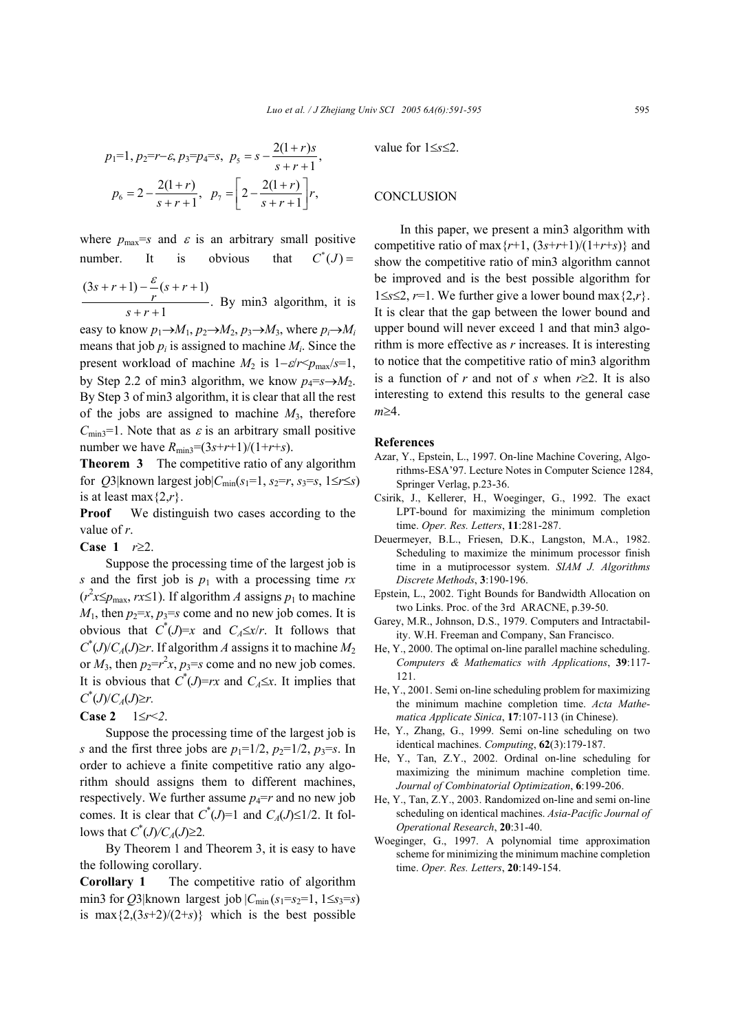$p_1$=1, $p_2$=$r$−$\varepsilon$, $p_3$=$p_4$=$s$, $p_5 = s - \dfrac{2(1+r)s}{s+r+1}$,

$$p_6 = 2 - \frac{2(1+r)}{s+r+1},\quad p_7 = \left[2 - \frac{2(1+r)}{s+r+1}\right]r,$$

where $p_{\max}$=$s$ and $\varepsilon$ is an arbitrary small positive number. It is obvious that $C^*(J) = \dfrac{(3s+r+1) - \dfrac{\varepsilon}{r}(s+r+1)}{s+r+1}$. By min3 algorithm, it is easy to know $p_1 \to M_1$, $p_2 \to M_2$, $p_3 \to M_3$, where $p_i \to M_i$ means that job $p_i$ is assigned to machine $M_i$. Since the present workload of machine $M_2$ is $1-\varepsilon/r < p_{\max}/s = 1$, by Step 2.2 of min3 algorithm, we know $p_4 = s \to M_2$. By Step 3 of min3 algorithm, it is clear that all the rest of the jobs are assigned to machine $M_3$, therefore $C_{\text{min3}}$=1. Note that as $\varepsilon$ is an arbitrary small positive number we have $R_{\text{min3}}=(3s+r+1)/(1+r+s)$.

**Theorem 3** The competitive ratio of any algorithm for *Q*3|known largest job|$C_{\min}(s_1=1, s_2=r, s_3=s, 1 \le r \le s)$ is at least max{2,$r$}.

**Proof** We distinguish two cases according to the value of $r$.

**Case 1** $r \ge 2$.

Suppose the processing time of the largest job is $s$ and the first job is $p_1$ with a processing time $rx$ ($r^2x \le p_{\max}$, $rx \le 1$). If algorithm *A* assigns $p_1$ to machine $M_1$, then $p_2$=$x$, $p_3$=$s$ come and no new job comes. It is obvious that $C^*(J)$=$x$ and $C_A \le x/r$. It follows that $C^*(J)/C_A(J) \ge r$. If algorithm *A* assigns it to machine $M_2$ or $M_3$, then $p_2$=$r^2x$, $p_3$=$s$ come and no new job comes. It is obvious that $C^*(J)$=$rx$ and $C_A \le x$. It implies that $C^*(J)/C_A(J) \ge r$.

**Case 2** $1 \le r < 2$.

Suppose the processing time of the largest job is $s$ and the first three jobs are $p_1$=1/2, $p_2$=1/2, $p_3$=$s$. In order to achieve a finite competitive ratio any algorithm should assigns them to different machines, respectively. We further assume $p_4$=$r$ and no new job comes. It is clear that $C^*(J)$=1 and $C_A(J) \le 1/2$. It follows that $C^*(J)/C_A(J) \ge 2$.

By Theorem 1 and Theorem 3, it is easy to have the following corollary.

**Corollary 1** The competitive ratio of algorithm min3 for *Q*3|known largest job |$C_{\min}(s_1=s_2=1, 1 \le s_3=s)$ is max{2,(3$s$+2)/(2+$s$)} which is the best possible value for $1 \le s \le 2$.

## CONCLUSION

In this paper, we present a min3 algorithm with competitive ratio of max{$r$+1, (3$s$+$r$+1)/(1+$r$+$s$)} and show the competitive ratio of min3 algorithm cannot be improved and is the best possible algorithm for $1 \le s \le 2$, $r$=1. We further give a lower bound max{2,$r$}. It is clear that the gap between the lower bound and upper bound will never exceed 1 and that min3 algorithm is more effective as $r$ increases. It is interesting to notice that the competitive ratio of min3 algorithm is a function of $r$ and not of $s$ when $r \ge 2$. It is also interesting to extend this results to the general case $m \ge 4$.

## References

Azar, Y., Epstein, L., 1997. On-line Machine Covering, Algorithms-ESA'97. Lecture Notes in Computer Science 1284, Springer Verlag, p.23-36.

Csirik, J., Kellerer, H., Woeginger, G., 1992. The exact LPT-bound for maximizing the minimum completion time. *Oper. Res. Letters*, **11**:281-287.

Deuermeyer, B.L., Friesen, D.K., Langston, M.A., 1982. Scheduling to maximize the minimum processor finish time in a mutiprocessor system. *SIAM J. Algorithms Discrete Methods*, **3**:190-196.

Epstein, L., 2002. Tight Bounds for Bandwidth Allocation on two Links. Proc. of the 3rd ARACNE, p.39-50.

Garey, M.R., Johnson, D.S., 1979. Computers and Intractability. W.H. Freeman and Company, San Francisco.

He, Y., 2000. The optimal on-line parallel machine scheduling. *Computers & Mathematics with Applications*, **39**:117-121.

He, Y., 2001. Semi on-line scheduling problem for maximizing the minimum machine completion time. *Acta Mathematica Applicate Sinica*, **17**:107-113 (in Chinese).

He, Y., Zhang, G., 1999. Semi on-line scheduling on two identical machines. *Computing*, **62**(3):179-187.

He, Y., Tan, Z.Y., 2002. Ordinal on-line scheduling for maximizing the minimum machine completion time. *Journal of Combinatorial Optimization*, **6**:199-206.

He, Y., Tan, Z.Y., 2003. Randomized on-line and semi on-line scheduling on identical machines. *Asia-Pacific Journal of Operational Research*, **20**:31-40.

Woeginger, G., 1997. A polynomial time approximation scheme for minimizing the minimum machine completion time. *Oper. Res. Letters*, **20**:149-154.